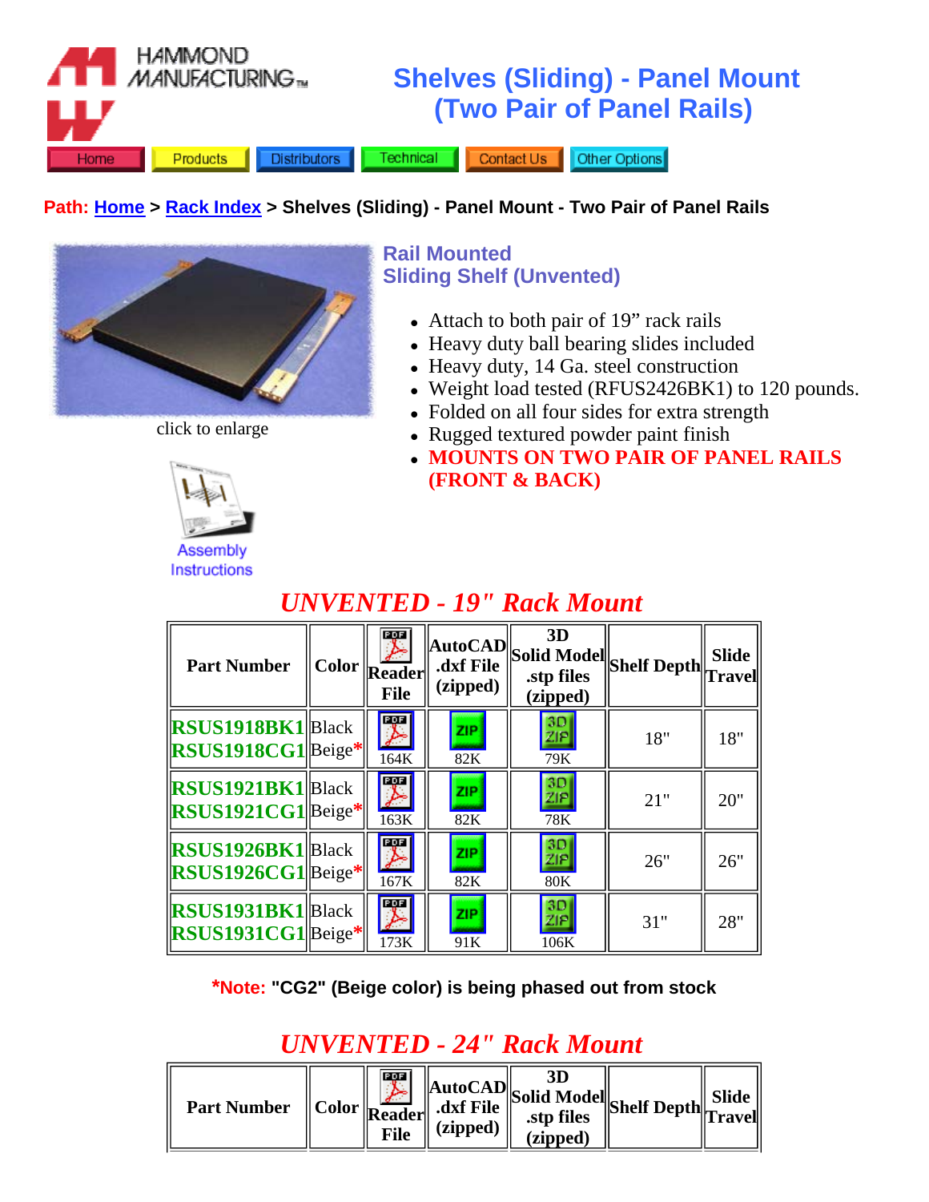HAMMOND MANUFACTURING™

# Shelves (Sliding) - Panel Mount (Two Pair of Panel Rails)

Home | Products | Distributors | Technical | Contact Us | Other Options

**Path: Home > Rack Index > Shelves (Sliding) - Panel Mount - Two Pair of Panel Rails**

click to enlarge

Assembly Instructions

## Rail Mounted Sliding Shelf (Unvented)

- Attach to both pair of 19” rack rails
- Heavy duty ball bearing slides included
- Heavy duty, 14 Ga. steel construction
- Weight load tested (RFUS2426BK1) to 120 pounds.
- Folded on all four sides for extra strength
- Rugged textured powder paint finish
- **MOUNTS ON TWO PAIR OF PANEL RAILS (FRONT & BACK)**

## *UNVENTED - 19" Rack Mount*

| Part Number | Color | Reader File | AutoCAD .dxf File (zipped) | 3D Solid Model .stp files (zipped) | Shelf Depth | Slide Travel |
|---|---|---|---|---|---|---|
| RSUS1918BK1<br>RSUS1918CG1 | Black<br>Beige* | 164K | 82K | 79K | 18" | 18" |
| RSUS1921BK1<br>RSUS1921CG1 | Black<br>Beige* | 163K | 82K | 78K | 21" | 20" |
| RSUS1926BK1<br>RSUS1926CG1 | Black<br>Beige* | 167K | 82K | 80K | 26" | 26" |
| RSUS1931BK1<br>RSUS1931CG1 | Black<br>Beige* | 173K | 91K | 106K | 31" | 28" |

***Note:** **"CG2" (Beige color) is being phased out from stock**

## *UNVENTED - 24" Rack Mount*

| Part Number | Color | Reader File | AutoCAD .dxf File (zipped) | 3D Solid Model .stp files (zipped) | Shelf Depth | Slide Travel |
|---|---|---|---|---|---|---|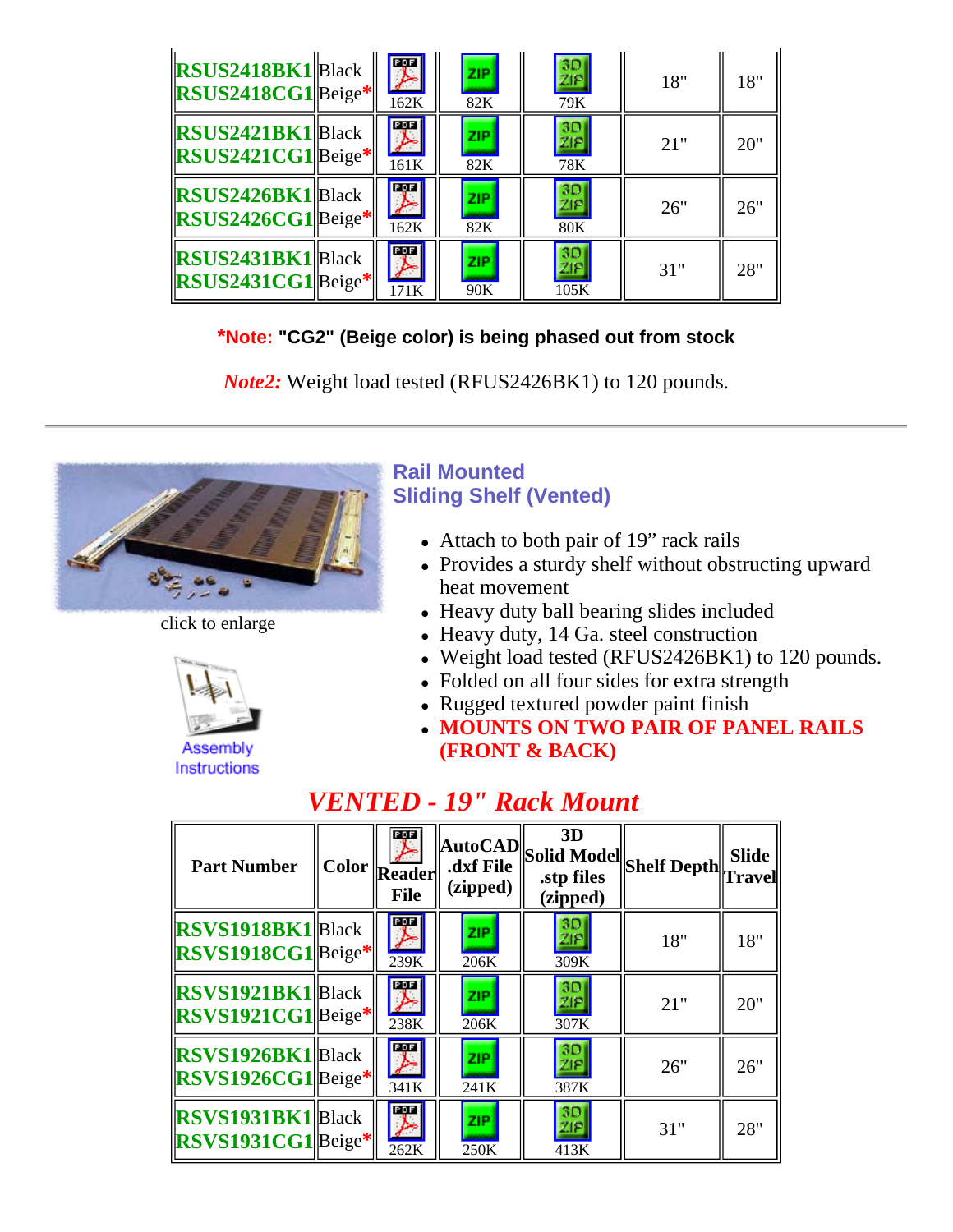| RSUS2418BK1<br>RSUS2418CG1 | Black<br>Beige* | 162K | 82K | 79K | 18" | 18" |
|---|---|---|---|---|---|---|
| RSUS2421BK1<br>RSUS2421CG1 | Black<br>Beige* | 161K | 82K | 78K | 21" | 20" |
| RSUS2426BK1<br>RSUS2426CG1 | Black<br>Beige* | 162K | 82K | 80K | 26" | 26" |
| RSUS2431BK1<br>RSUS2431CG1 | Black<br>Beige* | 171K | 90K | 105K | 31" | 28" |

***Note:** **"CG2" (Beige color) is being phased out from stock**

*Note2:* Weight load tested (RFUS2426BK1) to 120 pounds.

---

click to enlarge

Assembly Instructions

## Rail Mounted Sliding Shelf (Vented)

- Attach to both pair of 19” rack rails
- Provides a sturdy shelf without obstructing upward heat movement
- Heavy duty ball bearing slides included
- Heavy duty, 14 Ga. steel construction
- Weight load tested (RFUS2426BK1) to 120 pounds.
- Folded on all four sides for extra strength
- Rugged textured powder paint finish
- **MOUNTS ON TWO PAIR OF PANEL RAILS (FRONT & BACK)**

## *VENTED - 19" Rack Mount*

| Part Number | Color | Reader File | AutoCAD .dxf File (zipped) | 3D Solid Model .stp files (zipped) | Shelf Depth | Slide Travel |
|---|---|---|---|---|---|---|
| RSVS1918BK1<br>RSVS1918CG1 | Black<br>Beige* | 239K | 206K | 309K | 18" | 18" |
| RSVS1921BK1<br>RSVS1921CG1 | Black<br>Beige* | 238K | 206K | 307K | 21" | 20" |
| RSVS1926BK1<br>RSVS1926CG1 | Black<br>Beige* | 341K | 241K | 387K | 26" | 26" |
| RSVS1931BK1<br>RSVS1931CG1 | Black<br>Beige* | 262K | 250K | 413K | 31" | 28" |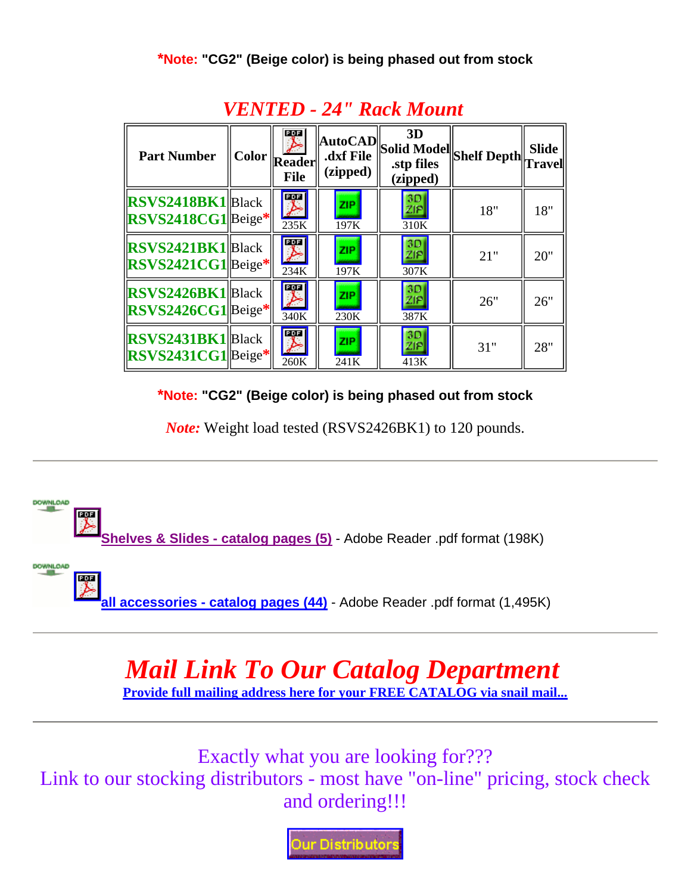***Note:** **"CG2" (Beige color) is being phased out from stock**

## *VENTED - 24" Rack Mount*

| Part Number | Color | Reader File | AutoCAD .dxf File (zipped) | 3D Solid Model .stp files (zipped) | Shelf Depth | Slide Travel |
|---|---|---|---|---|---|---|
| RSVS2418BK1<br>RSVS2418CG1 | Black<br>Beige* | 235K | 197K | 310K | 18" | 18" |
| RSVS2421BK1<br>RSVS2421CG1 | Black<br>Beige* | 234K | 197K | 307K | 21" | 20" |
| RSVS2426BK1<br>RSVS2426CG1 | Black<br>Beige* | 340K | 230K | 387K | 26" | 26" |
| RSVS2431BK1<br>RSVS2431CG1 | Black<br>Beige* | 260K | 241K | 413K | 31" | 28" |

***Note:** **"CG2" (Beige color) is being phased out from stock**

*Note:* Weight load tested (RSVS2426BK1) to 120 pounds.

---

Shelves & Slides - catalog pages (5) - Adobe Reader .pdf format (198K)

all accessories - catalog pages (44) - Adobe Reader .pdf format (1,495K)

---

# *Mail Link To Our Catalog Department*

**Provide full mailing address here for your FREE CATALOG via snail mail...**

---

Exactly what you are looking for???
Link to our stocking distributors - most have "on-line" pricing, stock check and ordering!!!

Our Distributors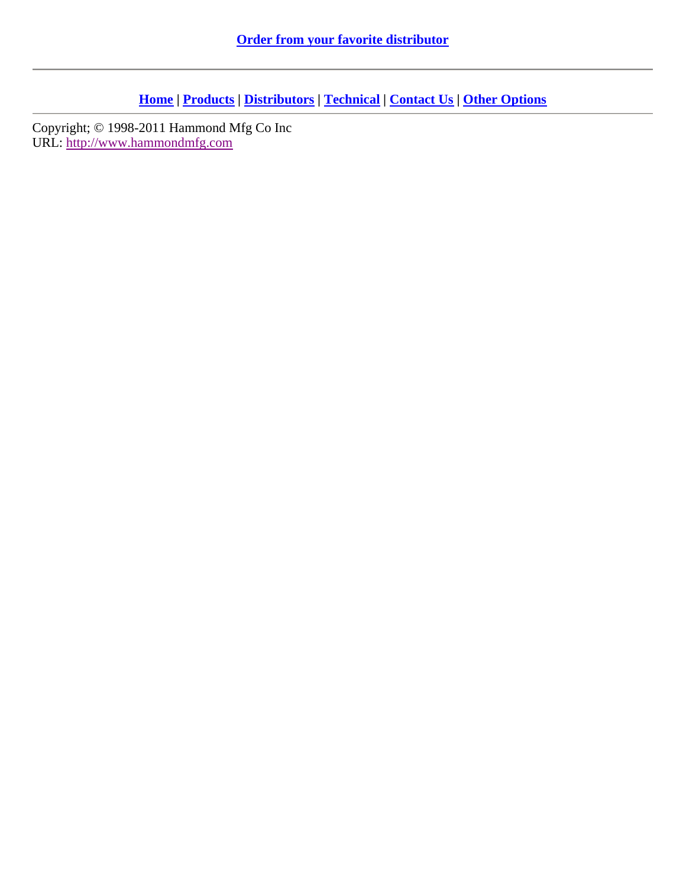**Order from your favorite distributor**

---

**Home** | **Products** | **Distributors** | **Technical** | **Contact Us** | **Other Options**

---

Copyright; © 1998-2011 Hammond Mfg Co Inc
URL: http://www.hammondmfg.com